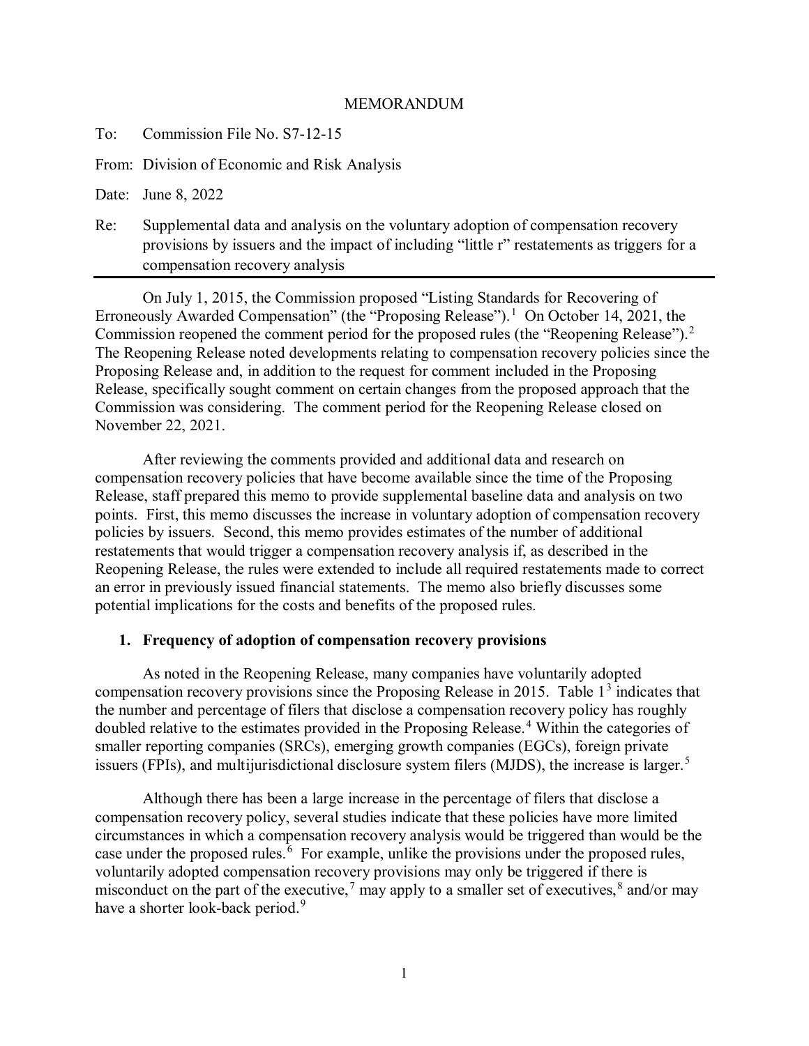MEMORANDUM

To: Commission File No. S7-12-15

From: Division of Economic and Risk Analysis

Date: June 8, 2022

Re: Supplemental data and analysis on the voluntary adoption of compensation recovery provisions by issuers and the impact of including "little r" restatements as triggers for a compensation recovery analysis

---

On July 1, 2015, the Commission proposed "Listing Standards for Recovering of Erroneously Awarded Compensation" (the "Proposing Release").[1] On October 14, 2021, the Commission reopened the comment period for the proposed rules (the "Reopening Release").[2] The Reopening Release noted developments relating to compensation recovery policies since the Proposing Release and, in addition to the request for comment included in the Proposing Release, specifically sought comment on certain changes from the proposed approach that the Commission was considering. The comment period for the Reopening Release closed on November 22, 2021.

After reviewing the comments provided and additional data and research on compensation recovery policies that have become available since the time of the Proposing Release, staff prepared this memo to provide supplemental baseline data and analysis on two points. First, this memo discusses the increase in voluntary adoption of compensation recovery policies by issuers. Second, this memo provides estimates of the number of additional restatements that would trigger a compensation recovery analysis if, as described in the Reopening Release, the rules were extended to include all required restatements made to correct an error in previously issued financial statements. The memo also briefly discusses some potential implications for the costs and benefits of the proposed rules.

## 1. Frequency of adoption of compensation recovery provisions

As noted in the Reopening Release, many companies have voluntarily adopted compensation recovery provisions since the Proposing Release in 2015. Table 1[3] indicates that the number and percentage of filers that disclose a compensation recovery policy has roughly doubled relative to the estimates provided in the Proposing Release.[4] Within the categories of smaller reporting companies (SRCs), emerging growth companies (EGCs), foreign private issuers (FPIs), and multijurisdictional disclosure system filers (MJDS), the increase is larger.[5]

Although there has been a large increase in the percentage of filers that disclose a compensation recovery policy, several studies indicate that these policies have more limited circumstances in which a compensation recovery analysis would be triggered than would be the case under the proposed rules.[6] For example, unlike the provisions under the proposed rules, voluntarily adopted compensation recovery provisions may only be triggered if there is misconduct on the part of the executive,[7] may apply to a smaller set of executives,[8] and/or may have a shorter look-back period.[9]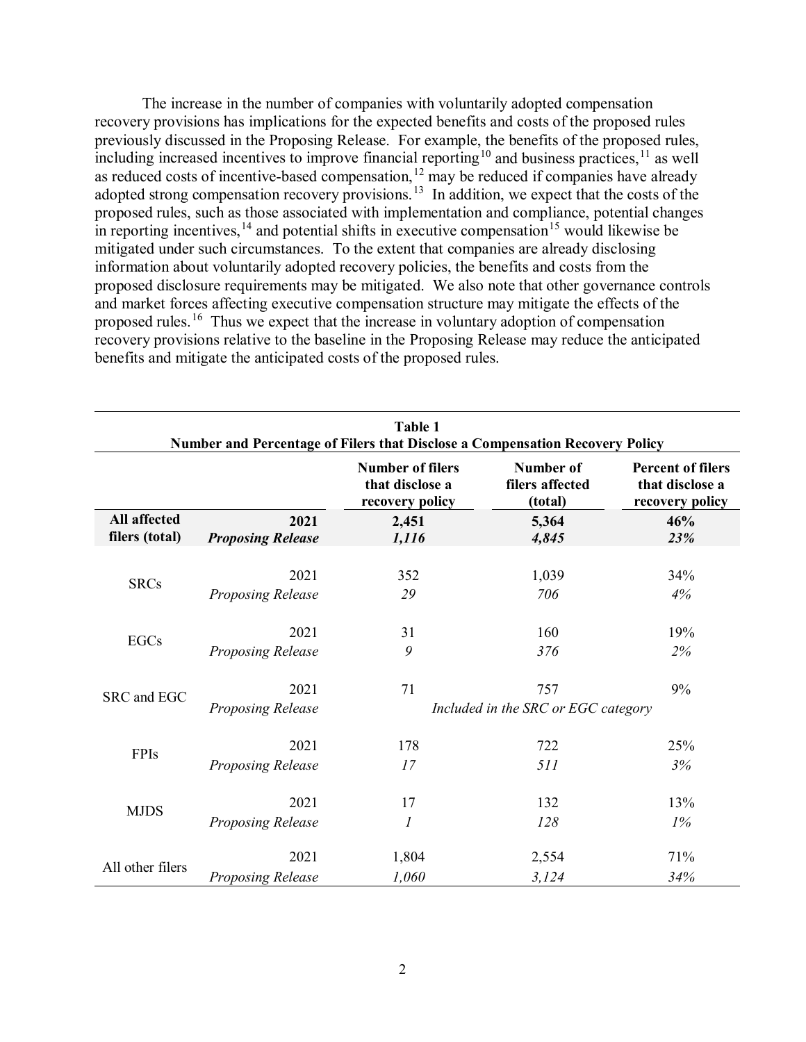The increase in the number of companies with voluntarily adopted compensation recovery provisions has implications for the expected benefits and costs of the proposed rules previously discussed in the Proposing Release. For example, the benefits of the proposed rules, including increased incentives to improve financial reporting[10] and business practices,[11] as well as reduced costs of incentive-based compensation,[12] may be reduced if companies have already adopted strong compensation recovery provisions.[13] In addition, we expect that the costs of the proposed rules, such as those associated with implementation and compliance, potential changes in reporting incentives,[14] and potential shifts in executive compensation[15] would likewise be mitigated under such circumstances. To the extent that companies are already disclosing information about voluntarily adopted recovery policies, the benefits and costs from the proposed disclosure requirements may be mitigated. We also note that other governance controls and market forces affecting executive compensation structure may mitigate the effects of the proposed rules.[16] Thus we expect that the increase in voluntary adoption of compensation recovery provisions relative to the baseline in the Proposing Release may reduce the anticipated benefits and mitigate the anticipated costs of the proposed rules.

**Table 1**
**Number and Percentage of Filers that Disclose a Compensation Recovery Policy**

| | | Number of filers that disclose a recovery policy | Number of filers affected (total) | Percent of filers that disclose a recovery policy |
|---|---|---|---|---|
| **All affected filers (total)** | **2021** | **2,451** | **5,364** | **46%** |
| | ***Proposing Release*** | ***1,116*** | ***4,845*** | ***23%*** |
| SRCs | 2021 | 352 | 1,039 | 34% |
| | *Proposing Release* | *29* | *706* | *4%* |
| EGCs | 2021 | 31 | 160 | 19% |
| | *Proposing Release* | *9* | *376* | *2%* |
| SRC and EGC | 2021 | 71 | 757 | 9% |
| | *Proposing Release* | *Included in the SRC or EGC category* | | |
| FPIs | 2021 | 178 | 722 | 25% |
| | *Proposing Release* | *17* | *511* | *3%* |
| MJDS | 2021 | 17 | 132 | 13% |
| | *Proposing Release* | *1* | *128* | *1%* |
| All other filers | 2021 | 1,804 | 2,554 | 71% |
| | *Proposing Release* | *1,060* | *3,124* | *34%* |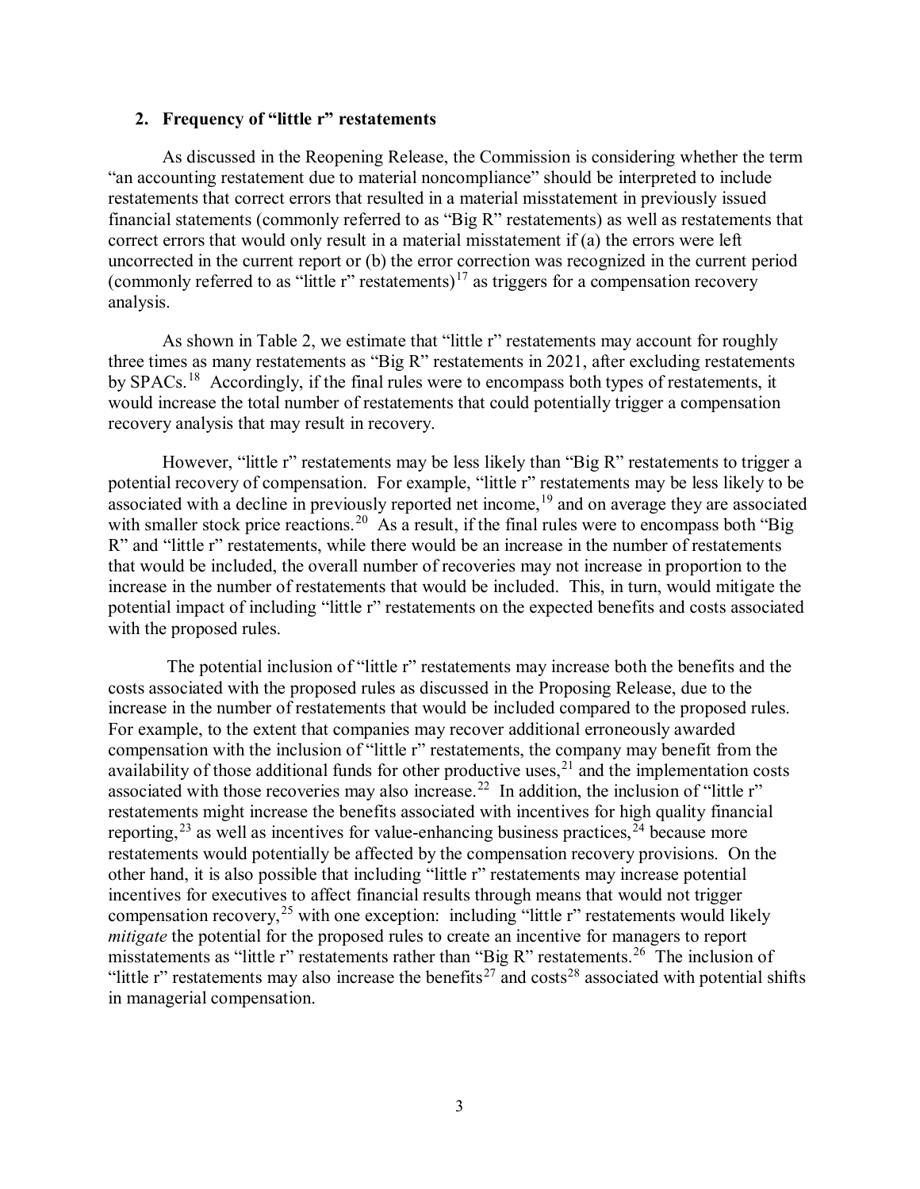### 2. Frequency of "little r" restatements

As discussed in the Reopening Release, the Commission is considering whether the term "an accounting restatement due to material noncompliance" should be interpreted to include restatements that correct errors that resulted in a material misstatement in previously issued financial statements (commonly referred to as "Big R" restatements) as well as restatements that correct errors that would only result in a material misstatement if (a) the errors were left uncorrected in the current report or (b) the error correction was recognized in the current period (commonly referred to as "little r" restatements)[17] as triggers for a compensation recovery analysis.

As shown in Table 2, we estimate that "little r" restatements may account for roughly three times as many restatements as "Big R" restatements in 2021, after excluding restatements by SPACs.[18] Accordingly, if the final rules were to encompass both types of restatements, it would increase the total number of restatements that could potentially trigger a compensation recovery analysis that may result in recovery.

However, "little r" restatements may be less likely than "Big R" restatements to trigger a potential recovery of compensation. For example, "little r" restatements may be less likely to be associated with a decline in previously reported net income,[19] and on average they are associated with smaller stock price reactions.[20] As a result, if the final rules were to encompass both "Big R" and "little r" restatements, while there would be an increase in the number of restatements that would be included, the overall number of recoveries may not increase in proportion to the increase in the number of restatements that would be included. This, in turn, would mitigate the potential impact of including "little r" restatements on the expected benefits and costs associated with the proposed rules.

The potential inclusion of "little r" restatements may increase both the benefits and the costs associated with the proposed rules as discussed in the Proposing Release, due to the increase in the number of restatements that would be included compared to the proposed rules. For example, to the extent that companies may recover additional erroneously awarded compensation with the inclusion of "little r" restatements, the company may benefit from the availability of those additional funds for other productive uses,[21] and the implementation costs associated with those recoveries may also increase.[22] In addition, the inclusion of "little r" restatements might increase the benefits associated with incentives for high quality financial reporting,[23] as well as incentives for value-enhancing business practices,[24] because more restatements would potentially be affected by the compensation recovery provisions. On the other hand, it is also possible that including "little r" restatements may increase potential incentives for executives to affect financial results through means that would not trigger compensation recovery,[25] with one exception: including "little r" restatements would likely *mitigate* the potential for the proposed rules to create an incentive for managers to report misstatements as "little r" restatements rather than "Big R" restatements.[26] The inclusion of "little r" restatements may also increase the benefits[27] and costs[28] associated with potential shifts in managerial compensation.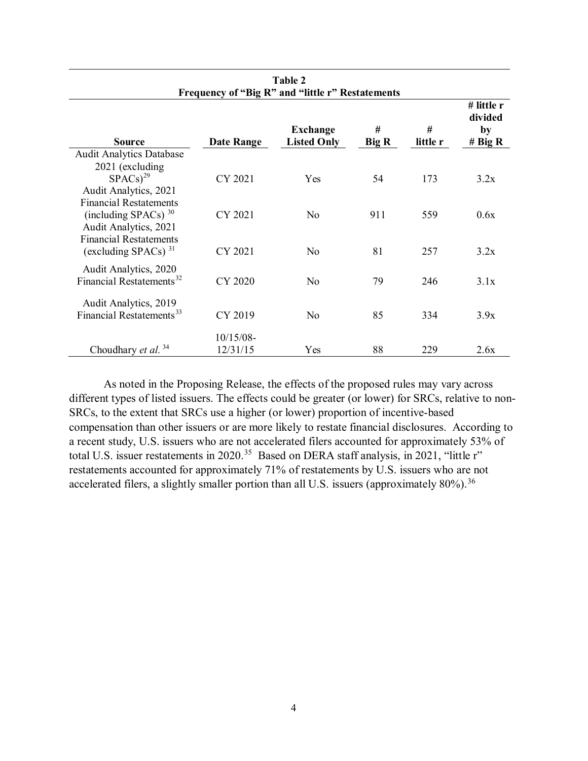**Table 2**
**Frequency of "Big R" and "little r" Restatements**

| Source | Date Range | Exchange Listed Only | # Big R | # little r | # little r divided by # Big R |
|---|---|---|---|---|---|
| Audit Analytics Database 2021 (excluding SPACs)[29] | CY 2021 | Yes | 54 | 173 | 3.2x |
| Audit Analytics, 2021 Financial Restatements (including SPACs)[30] | CY 2021 | No | 911 | 559 | 0.6x |
| Audit Analytics, 2021 Financial Restatements (excluding SPACs)[31] | CY 2021 | No | 81 | 257 | 3.2x |
| Audit Analytics, 2020 Financial Restatements[32] | CY 2020 | No | 79 | 246 | 3.1x |
| Audit Analytics, 2019 Financial Restatements[33] | CY 2019 | No | 85 | 334 | 3.9x |
| Choudhary *et al.*[34] | 10/15/08-12/31/15 | Yes | 88 | 229 | 2.6x |

As noted in the Proposing Release, the effects of the proposed rules may vary across different types of listed issuers. The effects could be greater (or lower) for SRCs, relative to non-SRCs, to the extent that SRCs use a higher (or lower) proportion of incentive-based compensation than other issuers or are more likely to restate financial disclosures. According to a recent study, U.S. issuers who are not accelerated filers accounted for approximately 53% of total U.S. issuer restatements in 2020.[35] Based on DERA staff analysis, in 2021, "little r" restatements accounted for approximately 71% of restatements by U.S. issuers who are not accelerated filers, a slightly smaller portion than all U.S. issuers (approximately 80%).[36]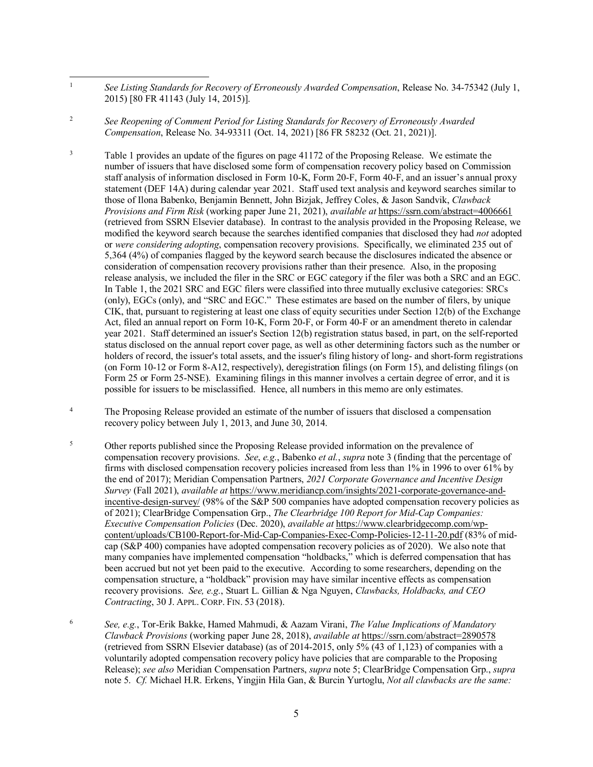[1] *See Listing Standards for Recovery of Erroneously Awarded Compensation*, Release No. 34-75342 (July 1, 2015) [80 FR 41143 (July 14, 2015)].

[2] *See Reopening of Comment Period for Listing Standards for Recovery of Erroneously Awarded Compensation*, Release No. 34-93311 (Oct. 14, 2021) [86 FR 58232 (Oct. 21, 2021)].

[3] Table 1 provides an update of the figures on page 41172 of the Proposing Release. We estimate the number of issuers that have disclosed some form of compensation recovery policy based on Commission staff analysis of information disclosed in Form 10-K, Form 20-F, Form 40-F, and an issuer's annual proxy statement (DEF 14A) during calendar year 2021. Staff used text analysis and keyword searches similar to those of Ilona Babenko, Benjamin Bennett, John Bizjak, Jeffrey Coles, & Jason Sandvik, *Clawback Provisions and Firm Risk* (working paper June 21, 2021), *available at* https://ssrn.com/abstract=4006661 (retrieved from SSRN Elsevier database). In contrast to the analysis provided in the Proposing Release, we modified the keyword search because the searches identified companies that disclosed they had *not* adopted or *were considering adopting*, compensation recovery provisions. Specifically, we eliminated 235 out of 5,364 (4%) of companies flagged by the keyword search because the disclosures indicated the absence or consideration of compensation recovery provisions rather than their presence. Also, in the proposing release analysis, we included the filer in the SRC or EGC category if the filer was both a SRC and an EGC. In Table 1, the 2021 SRC and EGC filers were classified into three mutually exclusive categories: SRCs (only), EGCs (only), and "SRC and EGC." These estimates are based on the number of filers, by unique CIK, that, pursuant to registering at least one class of equity securities under Section 12(b) of the Exchange Act, filed an annual report on Form 10-K, Form 20-F, or Form 40-F or an amendment thereto in calendar year 2021. Staff determined an issuer's Section 12(b) registration status based, in part, on the self-reported status disclosed on the annual report cover page, as well as other determining factors such as the number or holders of record, the issuer's total assets, and the issuer's filing history of long- and short-form registrations (on Form 10-12 or Form 8-A12, respectively), deregistration filings (on Form 15), and delisting filings (on Form 25 or Form 25-NSE). Examining filings in this manner involves a certain degree of error, and it is possible for issuers to be misclassified. Hence, all numbers in this memo are only estimates.

[4] The Proposing Release provided an estimate of the number of issuers that disclosed a compensation recovery policy between July 1, 2013, and June 30, 2014.

[5] Other reports published since the Proposing Release provided information on the prevalence of compensation recovery provisions. *See*, *e.g.*, Babenko *et al.*, *supra* note 3 (finding that the percentage of firms with disclosed compensation recovery policies increased from less than 1% in 1996 to over 61% by the end of 2017); Meridian Compensation Partners, *2021 Corporate Governance and Incentive Design Survey* (Fall 2021), *available at* https://www.meridiancp.com/insights/2021-corporate-governance-and-incentive-design-survey/ (98% of the S&P 500 companies have adopted compensation recovery policies as of 2021); ClearBridge Compensation Grp., *The Clearbridge 100 Report for Mid-Cap Companies: Executive Compensation Policies* (Dec. 2020), *available at* https://www.clearbridgecomp.com/wp-content/uploads/CB100-Report-for-Mid-Cap-Companies-Exec-Comp-Policies-12-11-20.pdf (83% of mid-cap (S&P 400) companies have adopted compensation recovery policies as of 2020). We also note that many companies have implemented compensation "holdbacks," which is deferred compensation that has been accrued but not yet been paid to the executive. According to some researchers, depending on the compensation structure, a "holdback" provision may have similar incentive effects as compensation recovery provisions. *See, e.g.*, Stuart L. Gillian & Nga Nguyen, *Clawbacks, Holdbacks, and CEO Contracting*, 30 J. APPL. CORP. FIN. 53 (2018).

[6] *See, e.g.*, Tor-Erik Bakke, Hamed Mahmudi, & Aazam Virani, *The Value Implications of Mandatory Clawback Provisions* (working paper June 28, 2018), *available at* https://ssrn.com/abstract=2890578 (retrieved from SSRN Elsevier database) (as of 2014-2015, only 5% (43 of 1,123) of companies with a voluntarily adopted compensation recovery policy have policies that are comparable to the Proposing Release); *see also* Meridian Compensation Partners, *supra* note 5; ClearBridge Compensation Grp., *supra* note 5. *Cf.* Michael H.R. Erkens, Yingjin Hila Gan, & Burcin Yurtoglu, *Not all clawbacks are the same:*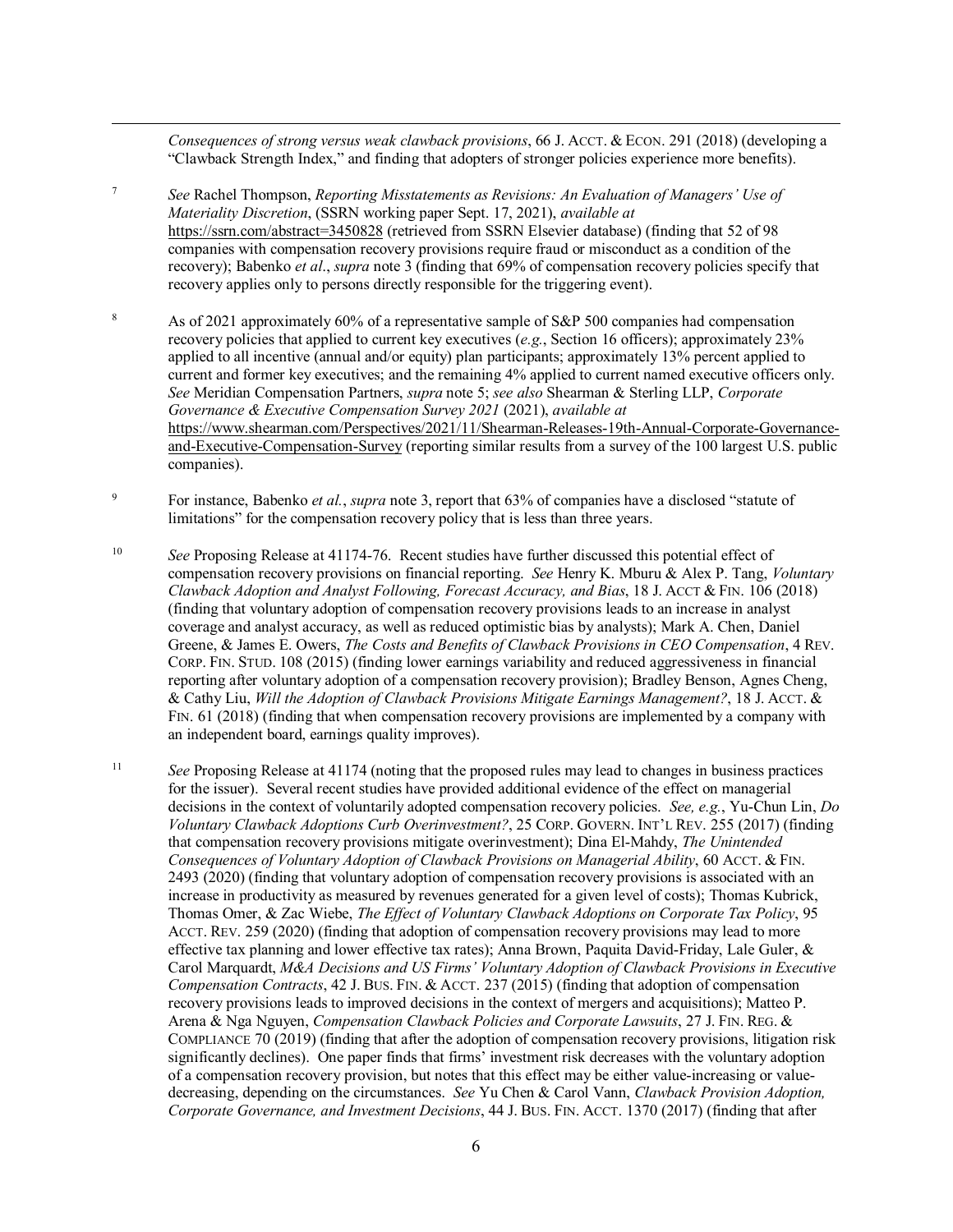*Consequences of strong versus weak clawback provisions*, 66 J. ACCT. & ECON. 291 (2018) (developing a "Clawback Strength Index," and finding that adopters of stronger policies experience more benefits).

[7] *See* Rachel Thompson, *Reporting Misstatements as Revisions: An Evaluation of Managers' Use of Materiality Discretion*, (SSRN working paper Sept. 17, 2021), *available at* https://ssrn.com/abstract=3450828 (retrieved from SSRN Elsevier database) (finding that 52 of 98 companies with compensation recovery provisions require fraud or misconduct as a condition of the recovery); Babenko *et al*., *supra* note 3 (finding that 69% of compensation recovery policies specify that recovery applies only to persons directly responsible for the triggering event).

[8] As of 2021 approximately 60% of a representative sample of S&P 500 companies had compensation recovery policies that applied to current key executives (*e.g.*, Section 16 officers); approximately 23% applied to all incentive (annual and/or equity) plan participants; approximately 13% percent applied to current and former key executives; and the remaining 4% applied to current named executive officers only. *See* Meridian Compensation Partners, *supra* note 5; *see also* Shearman & Sterling LLP, *Corporate Governance & Executive Compensation Survey 2021* (2021), *available at* https://www.shearman.com/Perspectives/2021/11/Shearman-Releases-19th-Annual-Corporate-Governance-and-Executive-Compensation-Survey (reporting similar results from a survey of the 100 largest U.S. public companies).

[9] For instance, Babenko *et al.*, *supra* note 3, report that 63% of companies have a disclosed "statute of limitations" for the compensation recovery policy that is less than three years.

[10] *See* Proposing Release at 41174-76. Recent studies have further discussed this potential effect of compensation recovery provisions on financial reporting. *See* Henry K. Mburu & Alex P. Tang, *Voluntary Clawback Adoption and Analyst Following, Forecast Accuracy, and Bias*, 18 J. ACCT & FIN. 106 (2018) (finding that voluntary adoption of compensation recovery provisions leads to an increase in analyst coverage and analyst accuracy, as well as reduced optimistic bias by analysts); Mark A. Chen, Daniel Greene, & James E. Owers, *The Costs and Benefits of Clawback Provisions in CEO Compensation*, 4 REV. CORP. FIN. STUD. 108 (2015) (finding lower earnings variability and reduced aggressiveness in financial reporting after voluntary adoption of a compensation recovery provision); Bradley Benson, Agnes Cheng, & Cathy Liu, *Will the Adoption of Clawback Provisions Mitigate Earnings Management?*, 18 J. ACCT. & FIN. 61 (2018) (finding that when compensation recovery provisions are implemented by a company with an independent board, earnings quality improves).

[11] *See* Proposing Release at 41174 (noting that the proposed rules may lead to changes in business practices for the issuer). Several recent studies have provided additional evidence of the effect on managerial decisions in the context of voluntarily adopted compensation recovery policies. *See, e.g.*, Yu-Chun Lin, *Do Voluntary Clawback Adoptions Curb Overinvestment?*, 25 CORP. GOVERN. INT'L REV. 255 (2017) (finding that compensation recovery provisions mitigate overinvestment); Dina El-Mahdy, *The Unintended Consequences of Voluntary Adoption of Clawback Provisions on Managerial Ability*, 60 ACCT. & FIN. 2493 (2020) (finding that voluntary adoption of compensation recovery provisions is associated with an increase in productivity as measured by revenues generated for a given level of costs); Thomas Kubrick, Thomas Omer, & Zac Wiebe, *The Effect of Voluntary Clawback Adoptions on Corporate Tax Policy*, 95 ACCT. REV. 259 (2020) (finding that adoption of compensation recovery provisions may lead to more effective tax planning and lower effective tax rates); Anna Brown, Paquita David-Friday, Lale Guler, & Carol Marquardt, *M&A Decisions and US Firms' Voluntary Adoption of Clawback Provisions in Executive Compensation Contracts*, 42 J. BUS. FIN. & ACCT. 237 (2015) (finding that adoption of compensation recovery provisions leads to improved decisions in the context of mergers and acquisitions); Matteo P. Arena & Nga Nguyen, *Compensation Clawback Policies and Corporate Lawsuits*, 27 J. FIN. REG. & COMPLIANCE 70 (2019) (finding that after the adoption of compensation recovery provisions, litigation risk significantly declines). One paper finds that firms' investment risk decreases with the voluntary adoption of a compensation recovery provision, but notes that this effect may be either value-increasing or value-decreasing, depending on the circumstances. *See* Yu Chen & Carol Vann, *Clawback Provision Adoption, Corporate Governance, and Investment Decisions*, 44 J. BUS. FIN. ACCT. 1370 (2017) (finding that after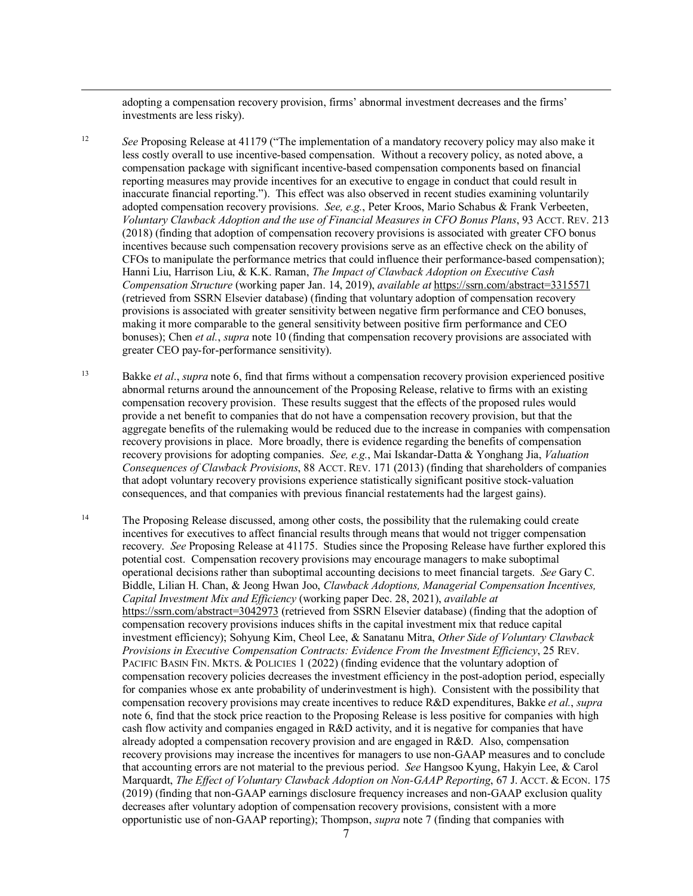adopting a compensation recovery provision, firms' abnormal investment decreases and the firms' investments are less risky).

[12] *See* Proposing Release at 41179 ("The implementation of a mandatory recovery policy may also make it less costly overall to use incentive-based compensation. Without a recovery policy, as noted above, a compensation package with significant incentive-based compensation components based on financial reporting measures may provide incentives for an executive to engage in conduct that could result in inaccurate financial reporting."). This effect was also observed in recent studies examining voluntarily adopted compensation recovery provisions. *See, e.g.*, Peter Kroos, Mario Schabus & Frank Verbeeten, *Voluntary Clawback Adoption and the use of Financial Measures in CFO Bonus Plans*, 93 ACCT. REV. 213 (2018) (finding that adoption of compensation recovery provisions is associated with greater CFO bonus incentives because such compensation recovery provisions serve as an effective check on the ability of CFOs to manipulate the performance metrics that could influence their performance-based compensation); Hanni Liu, Harrison Liu, & K.K. Raman, *The Impact of Clawback Adoption on Executive Cash Compensation Structure* (working paper Jan. 14, 2019), *available at* https://ssrn.com/abstract=3315571 (retrieved from SSRN Elsevier database) (finding that voluntary adoption of compensation recovery provisions is associated with greater sensitivity between negative firm performance and CEO bonuses, making it more comparable to the general sensitivity between positive firm performance and CEO bonuses); Chen *et al.*, *supra* note 10 (finding that compensation recovery provisions are associated with greater CEO pay-for-performance sensitivity).

[13] Bakke *et al.*, *supra* note 6, find that firms without a compensation recovery provision experienced positive abnormal returns around the announcement of the Proposing Release, relative to firms with an existing compensation recovery provision. These results suggest that the effects of the proposed rules would provide a net benefit to companies that do not have a compensation recovery provision, but that the aggregate benefits of the rulemaking would be reduced due to the increase in companies with compensation recovery provisions in place. More broadly, there is evidence regarding the benefits of compensation recovery provisions for adopting companies. *See, e.g.*, Mai Iskandar-Datta & Yonghang Jia, *Valuation Consequences of Clawback Provisions*, 88 ACCT. REV. 171 (2013) (finding that shareholders of companies that adopt voluntary recovery provisions experience statistically significant positive stock-valuation consequences, and that companies with previous financial restatements had the largest gains).

[14] The Proposing Release discussed, among other costs, the possibility that the rulemaking could create incentives for executives to affect financial results through means that would not trigger compensation recovery. *See* Proposing Release at 41175. Studies since the Proposing Release have further explored this potential cost. Compensation recovery provisions may encourage managers to make suboptimal operational decisions rather than suboptimal accounting decisions to meet financial targets. *See* Gary C. Biddle, Lilian H. Chan, & Jeong Hwan Joo, *Clawback Adoptions, Managerial Compensation Incentives, Capital Investment Mix and Efficiency* (working paper Dec. 28, 2021), *available at* https://ssrn.com/abstract=3042973 (retrieved from SSRN Elsevier database) (finding that the adoption of compensation recovery provisions induces shifts in the capital investment mix that reduce capital investment efficiency); Sohyung Kim, Cheol Lee, & Sanatanu Mitra, *Other Side of Voluntary Clawback Provisions in Executive Compensation Contracts: Evidence From the Investment Efficiency*, 25 REV. PACIFIC BASIN FIN. MKTS. & POLICIES 1 (2022) (finding evidence that the voluntary adoption of compensation recovery policies decreases the investment efficiency in the post-adoption period, especially for companies whose ex ante probability of underinvestment is high). Consistent with the possibility that compensation recovery provisions may create incentives to reduce R&D expenditures, Bakke *et al.*, *supra* note 6, find that the stock price reaction to the Proposing Release is less positive for companies with high cash flow activity and companies engaged in R&D activity, and it is negative for companies that have already adopted a compensation recovery provision and are engaged in R&D. Also, compensation recovery provisions may increase the incentives for managers to use non-GAAP measures and to conclude that accounting errors are not material to the previous period. *See* Hangsoo Kyung, Hakyin Lee, & Carol Marquardt, *The Effect of Voluntary Clawback Adoption on Non-GAAP Reporting*, 67 J. ACCT. & ECON. 175 (2019) (finding that non-GAAP earnings disclosure frequency increases and non-GAAP exclusion quality decreases after voluntary adoption of compensation recovery provisions, consistent with a more opportunistic use of non-GAAP reporting); Thompson, *supra* note 7 (finding that companies with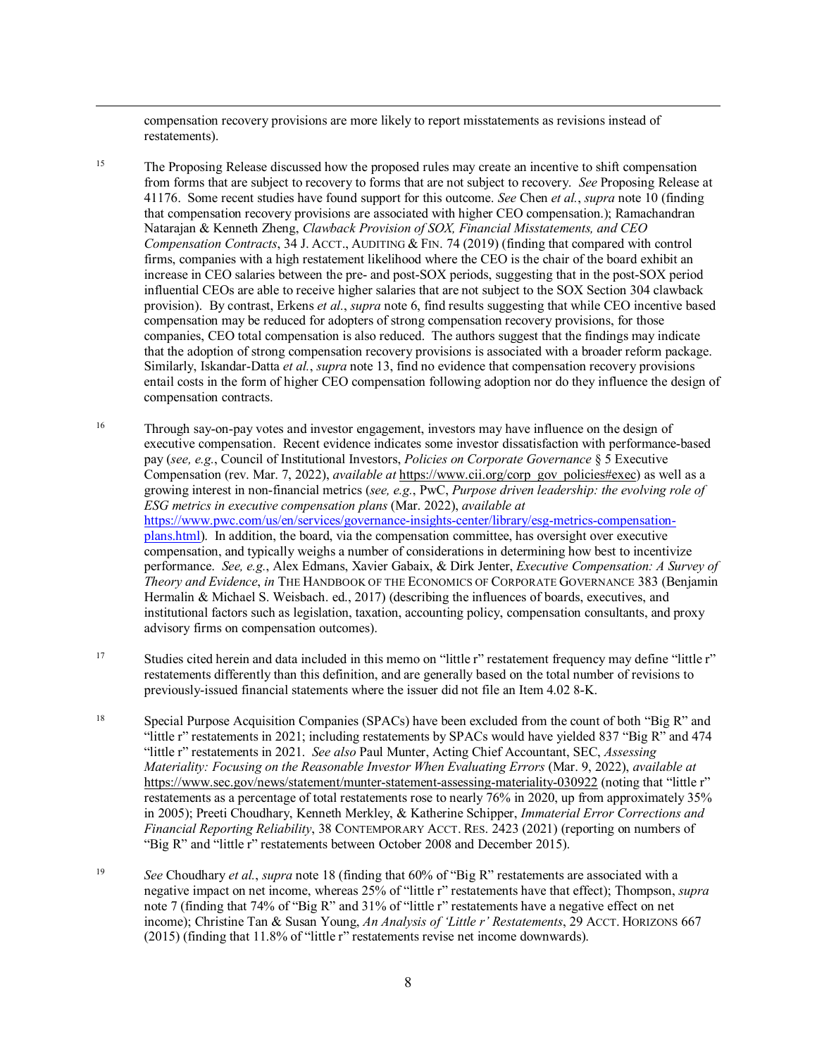compensation recovery provisions are more likely to report misstatements as revisions instead of restatements).

[15] The Proposing Release discussed how the proposed rules may create an incentive to shift compensation from forms that are subject to recovery to forms that are not subject to recovery. *See* Proposing Release at 41176. Some recent studies have found support for this outcome. *See* Chen *et al.*, *supra* note 10 (finding that compensation recovery provisions are associated with higher CEO compensation.); Ramachandran Natarajan & Kenneth Zheng, *Clawback Provision of SOX, Financial Misstatements, and CEO Compensation Contracts*, 34 J. ACCT., AUDITING & FIN. 74 (2019) (finding that compared with control firms, companies with a high restatement likelihood where the CEO is the chair of the board exhibit an increase in CEO salaries between the pre- and post-SOX periods, suggesting that in the post-SOX period influential CEOs are able to receive higher salaries that are not subject to the SOX Section 304 clawback provision). By contrast, Erkens *et al.*, *supra* note 6, find results suggesting that while CEO incentive based compensation may be reduced for adopters of strong compensation recovery provisions, for those companies, CEO total compensation is also reduced. The authors suggest that the findings may indicate that the adoption of strong compensation recovery provisions is associated with a broader reform package. Similarly, Iskandar-Datta *et al.*, *supra* note 13, find no evidence that compensation recovery provisions entail costs in the form of higher CEO compensation following adoption nor do they influence the design of compensation contracts.

[16] Through say-on-pay votes and investor engagement, investors may have influence on the design of executive compensation. Recent evidence indicates some investor dissatisfaction with performance-based pay (*see, e.g.*, Council of Institutional Investors, *Policies on Corporate Governance* § 5 Executive Compensation (rev. Mar. 7, 2022), *available at* https://www.cii.org/corp_gov_policies#exec) as well as a growing interest in non-financial metrics (*see, e.g.*, PwC, *Purpose driven leadership: the evolving role of ESG metrics in executive compensation plans* (Mar. 2022), *available at* https://www.pwc.com/us/en/services/governance-insights-center/library/esg-metrics-compensation-plans.html). In addition, the board, via the compensation committee, has oversight over executive compensation, and typically weighs a number of considerations in determining how best to incentivize performance. *See, e.g.*, Alex Edmans, Xavier Gabaix, & Dirk Jenter, *Executive Compensation: A Survey of Theory and Evidence*, *in* THE HANDBOOK OF THE ECONOMICS OF CORPORATE GOVERNANCE 383 (Benjamin Hermalin & Michael S. Weisbach. ed., 2017) (describing the influences of boards, executives, and institutional factors such as legislation, taxation, accounting policy, compensation consultants, and proxy advisory firms on compensation outcomes).

[17] Studies cited herein and data included in this memo on "little r" restatement frequency may define "little r" restatements differently than this definition, and are generally based on the total number of revisions to previously-issued financial statements where the issuer did not file an Item 4.02 8-K.

[18] Special Purpose Acquisition Companies (SPACs) have been excluded from the count of both "Big R" and "little r" restatements in 2021; including restatements by SPACs would have yielded 837 "Big R" and 474 "little r" restatements in 2021. *See also* Paul Munter, Acting Chief Accountant, SEC, *Assessing Materiality: Focusing on the Reasonable Investor When Evaluating Errors* (Mar. 9, 2022), *available at* https://www.sec.gov/news/statement/munter-statement-assessing-materiality-030922 (noting that "little r" restatements as a percentage of total restatements rose to nearly 76% in 2020, up from approximately 35% in 2005); Preeti Choudhary, Kenneth Merkley, & Katherine Schipper, *Immaterial Error Corrections and Financial Reporting Reliability*, 38 CONTEMPORARY ACCT. RES. 2423 (2021) (reporting on numbers of "Big R" and "little r" restatements between October 2008 and December 2015).

[19] *See* Choudhary *et al.*, *supra* note 18 (finding that 60% of "Big R" restatements are associated with a negative impact on net income, whereas 25% of "little r" restatements have that effect); Thompson, *supra* note 7 (finding that 74% of "Big R" and 31% of "little r" restatements have a negative effect on net income); Christine Tan & Susan Young, *An Analysis of 'Little r' Restatements*, 29 ACCT. HORIZONS 667 (2015) (finding that 11.8% of "little r" restatements revise net income downwards).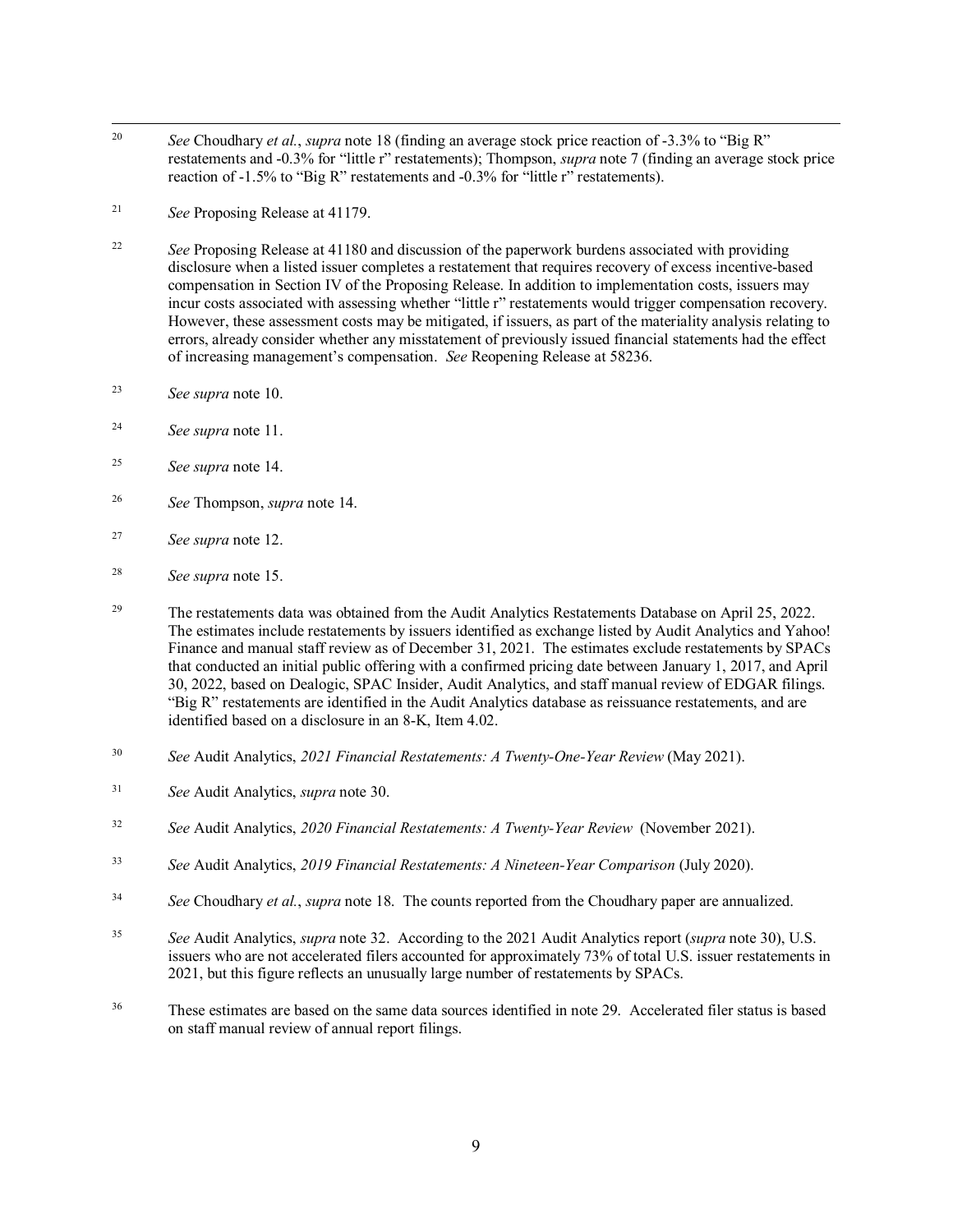[20] *See* Choudhary *et al.*, *supra* note 18 (finding an average stock price reaction of -3.3% to "Big R" restatements and -0.3% for "little r" restatements); Thompson, *supra* note 7 (finding an average stock price reaction of -1.5% to "Big R" restatements and -0.3% for "little r" restatements).

[21] *See* Proposing Release at 41179.

[22] *See* Proposing Release at 41180 and discussion of the paperwork burdens associated with providing disclosure when a listed issuer completes a restatement that requires recovery of excess incentive-based compensation in Section IV of the Proposing Release. In addition to implementation costs, issuers may incur costs associated with assessing whether "little r" restatements would trigger compensation recovery. However, these assessment costs may be mitigated, if issuers, as part of the materiality analysis relating to errors, already consider whether any misstatement of previously issued financial statements had the effect of increasing management's compensation. *See* Reopening Release at 58236.

[23] *See supra* note 10.

[24] *See supra* note 11.

[25] *See supra* note 14.

[26] *See* Thompson, *supra* note 14.

[27] *See supra* note 12.

[28] *See supra* note 15.

[29] The restatements data was obtained from the Audit Analytics Restatements Database on April 25, 2022. The estimates include restatements by issuers identified as exchange listed by Audit Analytics and Yahoo! Finance and manual staff review as of December 31, 2021. The estimates exclude restatements by SPACs that conducted an initial public offering with a confirmed pricing date between January 1, 2017, and April 30, 2022, based on Dealogic, SPAC Insider, Audit Analytics, and staff manual review of EDGAR filings. "Big R" restatements are identified in the Audit Analytics database as reissuance restatements, and are identified based on a disclosure in an 8-K, Item 4.02.

[30] *See* Audit Analytics, *2021 Financial Restatements: A Twenty-One-Year Review* (May 2021).

[31] *See* Audit Analytics, *supra* note 30.

[32] *See* Audit Analytics, *2020 Financial Restatements: A Twenty-Year Review* (November 2021).

[33] *See* Audit Analytics, *2019 Financial Restatements: A Nineteen-Year Comparison* (July 2020).

[34] *See* Choudhary *et al.*, *supra* note 18. The counts reported from the Choudhary paper are annualized.

[35] *See* Audit Analytics, *supra* note 32. According to the 2021 Audit Analytics report (*supra* note 30), U.S. issuers who are not accelerated filers accounted for approximately 73% of total U.S. issuer restatements in 2021, but this figure reflects an unusually large number of restatements by SPACs.

[36] These estimates are based on the same data sources identified in note 29. Accelerated filer status is based on staff manual review of annual report filings.